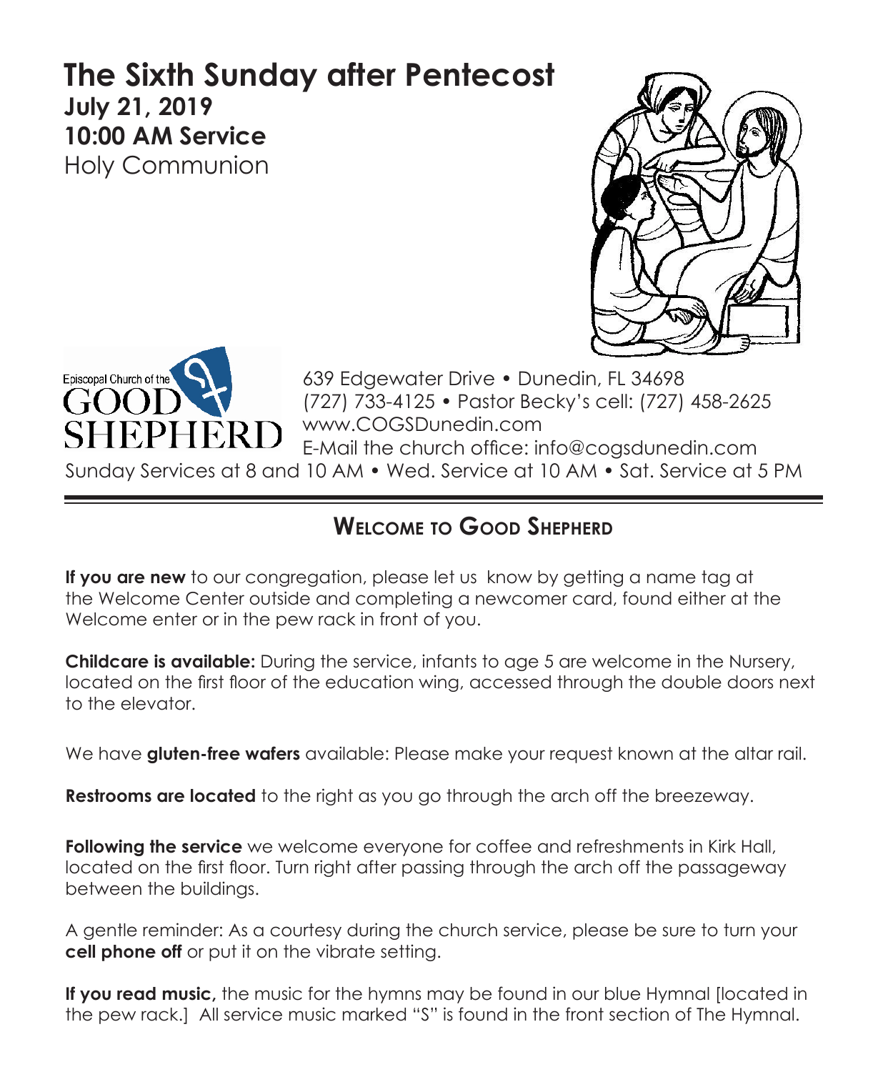# The Sixth Sunday after Pentecost

**July 21, 2019**

**10:00 AM Service**

Holy Communion

Episcopal Church of the GOOD SHEPHERD

639 Edgewater Drive • Dunedin, FL 34698
(727) 733-4125 • Pastor Becky's cell: (727) 458-2625
www.COGSDunedin.com
E-Mail the church office: info@cogsdunedin.com
Sunday Services at 8 and 10 AM • Wed. Service at 10 AM • Sat. Service at 5 PM

## Welcome to Good Shepherd

**If you are new** to our congregation, please let us know by getting a name tag at the Welcome Center outside and completing a newcomer card, found either at the Welcome enter or in the pew rack in front of you.

**Childcare is available:** During the service, infants to age 5 are welcome in the Nursery, located on the first floor of the education wing, accessed through the double doors next to the elevator.

We have **gluten-free wafers** available: Please make your request known at the altar rail.

**Restrooms are located** to the right as you go through the arch off the breezeway.

**Following the service** we welcome everyone for coffee and refreshments in Kirk Hall, located on the first floor. Turn right after passing through the arch off the passageway between the buildings.

A gentle reminder: As a courtesy during the church service, please be sure to turn your **cell phone off** or put it on the vibrate setting.

**If you read music,** the music for the hymns may be found in our blue Hymnal [located in the pew rack.] All service music marked "S" is found in the front section of The Hymnal.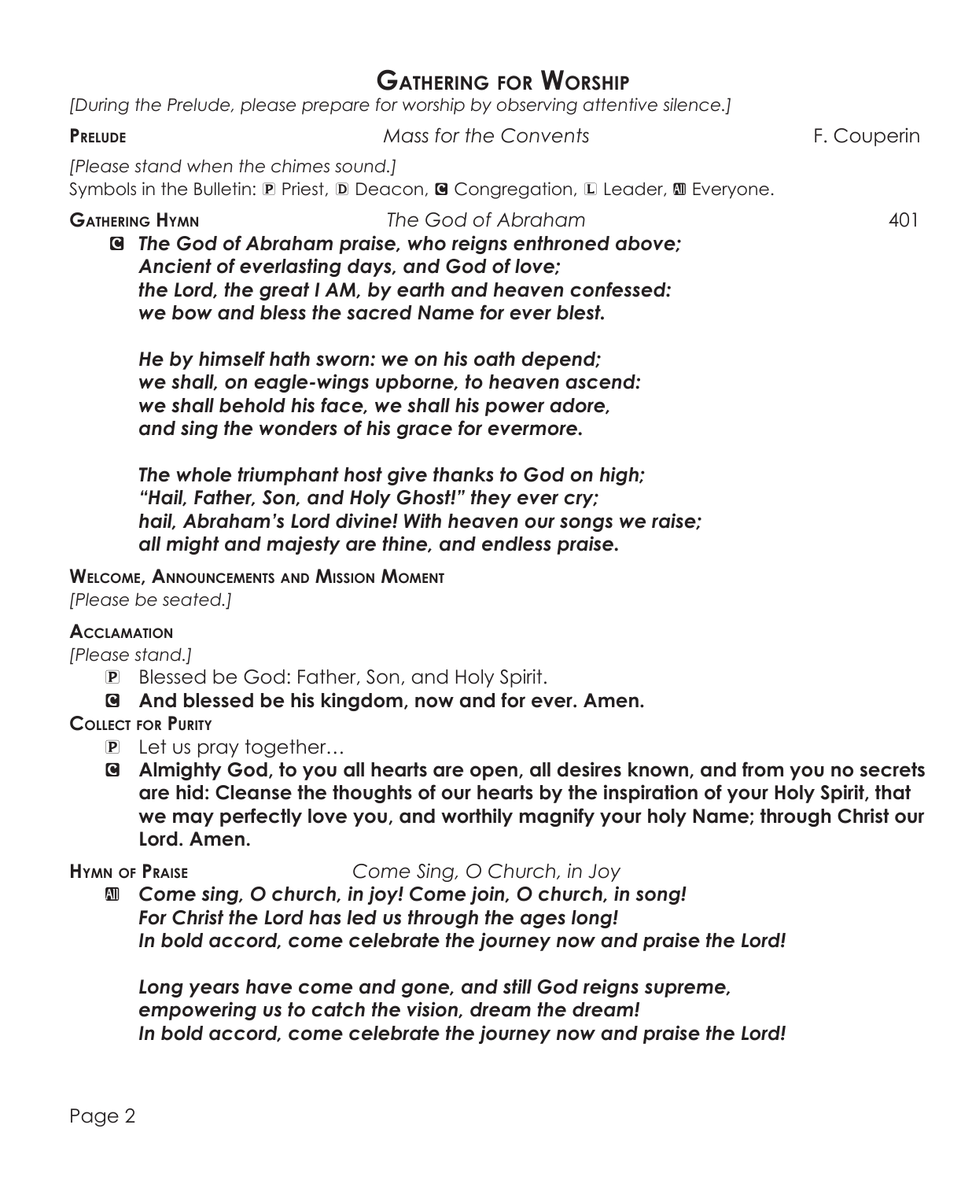## Gathering for Worship

*[During the Prelude, please prepare for worship by observing attentive silence.]*

**Prelude** *Mass for the Convents* F. Couperin

*[Please stand when the chimes sound.]*

Symbols in the Bulletin: P Priest, D Deacon, C Congregation, L Leader, A Everyone.

**Gathering Hymn** *The God of Abraham* 401

C ***The God of Abraham praise, who reigns enthroned above;***
***Ancient of everlasting days, and God of love;***
***the Lord, the great I AM, by earth and heaven confessed:***
***we bow and bless the sacred Name for ever blest.***

***He by himself hath sworn: we on his oath depend;***
***we shall, on eagle-wings upborne, to heaven ascend:***
***we shall behold his face, we shall his power adore,***
***and sing the wonders of his grace for evermore.***

***The whole triumphant host give thanks to God on high;***
***"Hail, Father, Son, and Holy Ghost!" they ever cry;***
***hail, Abraham's Lord divine! With heaven our songs we raise;***
***all might and majesty are thine, and endless praise.***

**Welcome, Announcements and Mission Moment**

*[Please be seated.]*

**Acclamation**

*[Please stand.]*

P Blessed be God: Father, Son, and Holy Spirit.

C **And blessed be his kingdom, now and for ever. Amen.**

**Collect for Purity**

P Let us pray together…

C **Almighty God, to you all hearts are open, all desires known, and from you no secrets are hid: Cleanse the thoughts of our hearts by the inspiration of your Holy Spirit, that we may perfectly love you, and worthily magnify your holy Name; through Christ our Lord. Amen.**

**Hymn of Praise** *Come Sing, O Church, in Joy*

A ***Come sing, O church, in joy! Come join, O church, in song!***
***For Christ the Lord has led us through the ages long!***
***In bold accord, come celebrate the journey now and praise the Lord!***

***Long years have come and gone, and still God reigns supreme,***
***empowering us to catch the vision, dream the dream!***
***In bold accord, come celebrate the journey now and praise the Lord!***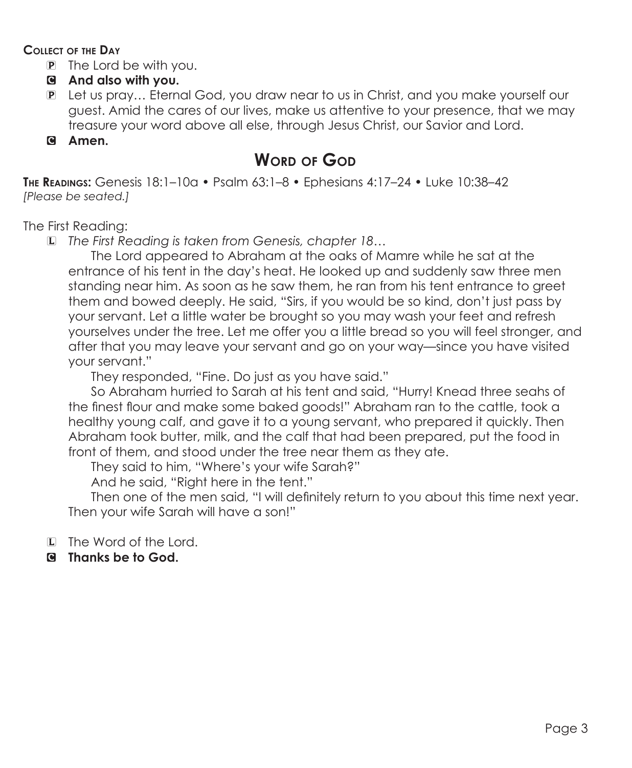**Collect of the Day**

P The Lord be with you.

C **And also with you.**

P Let us pray… Eternal God, you draw near to us in Christ, and you make yourself our guest. Amid the cares of our lives, make us attentive to your presence, that we may treasure your word above all else, through Jesus Christ, our Savior and Lord.

C **Amen.**

## Word of God

**The Readings:** Genesis 18:1–10a • Psalm 63:1–8 • Ephesians 4:17–24 • Luke 10:38–42
*[Please be seated.]*

The First Reading:

L *The First Reading is taken from Genesis, chapter 18…*

The Lord appeared to Abraham at the oaks of Mamre while he sat at the entrance of his tent in the day's heat. He looked up and suddenly saw three men standing near him. As soon as he saw them, he ran from his tent entrance to greet them and bowed deeply. He said, "Sirs, if you would be so kind, don't just pass by your servant. Let a little water be brought so you may wash your feet and refresh yourselves under the tree. Let me offer you a little bread so you will feel stronger, and after that you may leave your servant and go on your way—since you have visited your servant."

They responded, "Fine. Do just as you have said."

So Abraham hurried to Sarah at his tent and said, "Hurry! Knead three seahs of the finest flour and make some baked goods!" Abraham ran to the cattle, took a healthy young calf, and gave it to a young servant, who prepared it quickly. Then Abraham took butter, milk, and the calf that had been prepared, put the food in front of them, and stood under the tree near them as they ate.

They said to him, "Where's your wife Sarah?"

And he said, "Right here in the tent."

Then one of the men said, "I will definitely return to you about this time next year. Then your wife Sarah will have a son!"

L The Word of the Lord.

C **Thanks be to God.**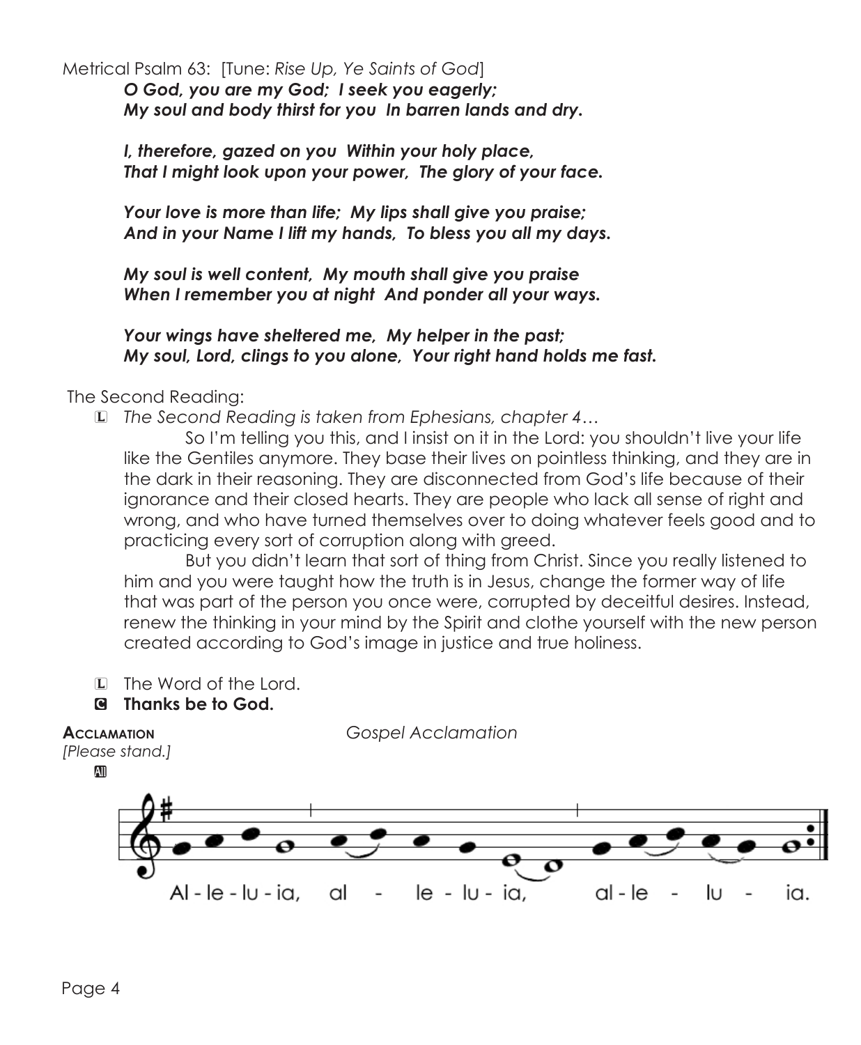Metrical Psalm 63: [Tune: *Rise Up, Ye Saints of God*]

***O God, you are my God; I seek you eagerly;***
***My soul and body thirst for you In barren lands and dry.***

***I, therefore, gazed on you Within your holy place,***
***That I might look upon your power, The glory of your face.***

***Your love is more than life; My lips shall give you praise;***
***And in your Name I lift my hands, To bless you all my days.***

***My soul is well content, My mouth shall give you praise***
***When I remember you at night And ponder all your ways.***

***Your wings have sheltered me, My helper in the past;***
***My soul, Lord, clings to you alone, Your right hand holds me fast.***

The Second Reading:

L *The Second Reading is taken from Ephesians, chapter 4…*

So I'm telling you this, and I insist on it in the Lord: you shouldn't live your life like the Gentiles anymore. They base their lives on pointless thinking, and they are in the dark in their reasoning. They are disconnected from God's life because of their ignorance and their closed hearts. They are people who lack all sense of right and wrong, and who have turned themselves over to doing whatever feels good and to practicing every sort of corruption along with greed.

But you didn't learn that sort of thing from Christ. Since you really listened to him and you were taught how the truth is in Jesus, change the former way of life that was part of the person you once were, corrupted by deceitful desires. Instead, renew the thinking in your mind by the Spirit and clothe yourself with the new person created according to God's image in justice and true holiness.

L The Word of the Lord.

**C Thanks be to God.**

**Acclamation** *Gospel Acclamation*

*[Please stand.]*

All

Al - le - lu - ia, al - le - lu - ia, al - le - lu - ia.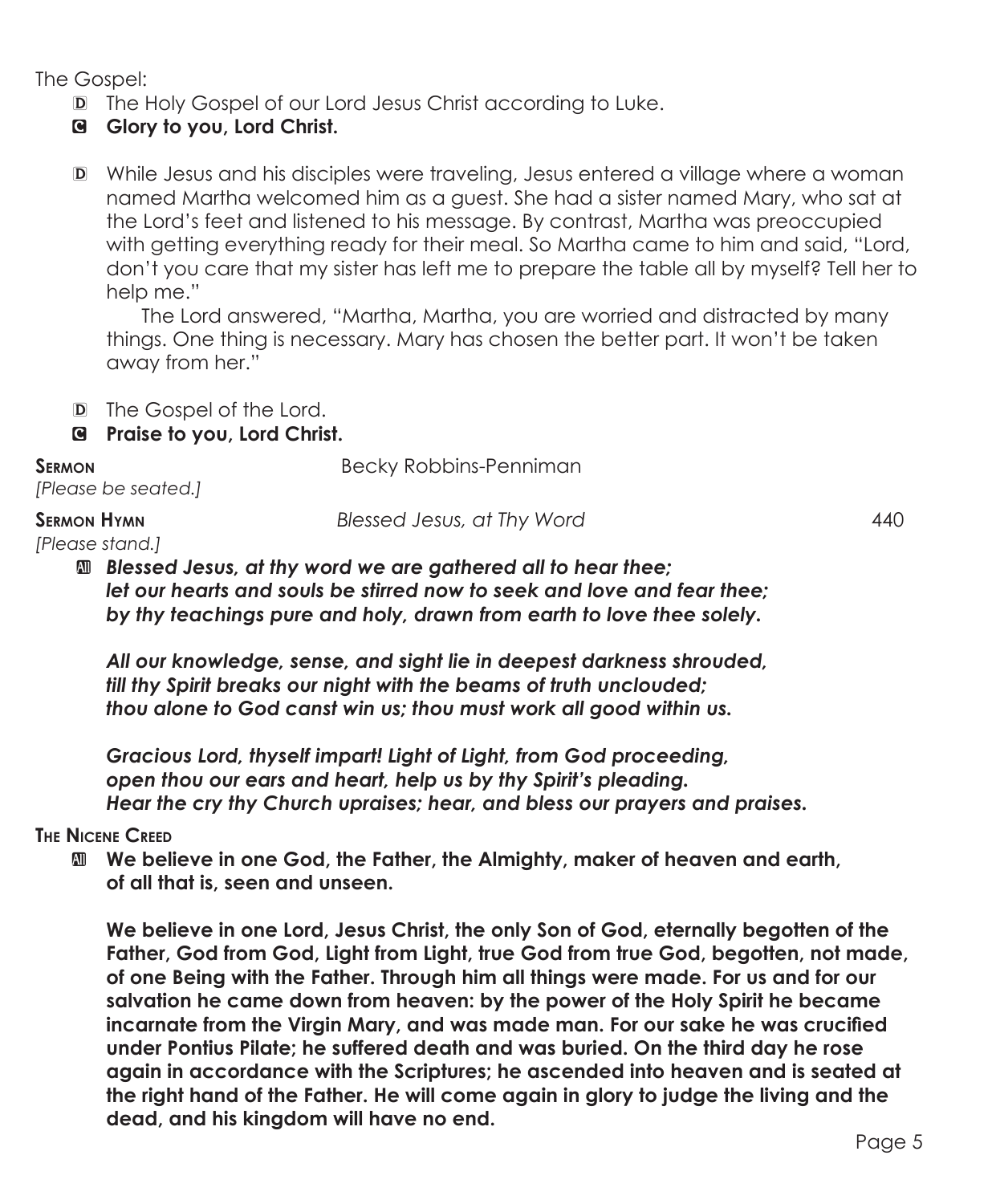The Gospel:

D The Holy Gospel of our Lord Jesus Christ according to Luke.

C **Glory to you, Lord Christ.**

D While Jesus and his disciples were traveling, Jesus entered a village where a woman named Martha welcomed him as a guest. She had a sister named Mary, who sat at the Lord's feet and listened to his message. By contrast, Martha was preoccupied with getting everything ready for their meal. So Martha came to him and said, "Lord, don't you care that my sister has left me to prepare the table all by myself? Tell her to help me."

The Lord answered, "Martha, Martha, you are worried and distracted by many things. One thing is necessary. Mary has chosen the better part. It won't be taken away from her."

D The Gospel of the Lord.

C **Praise to you, Lord Christ.**

**Sermon** Becky Robbins-Penniman

*[Please be seated.]*

**Sermon Hymn** *Blessed Jesus, at Thy Word* 440

*[Please stand.]*

A ***Blessed Jesus, at thy word we are gathered all to hear thee;***
***let our hearts and souls be stirred now to seek and love and fear thee;***
***by thy teachings pure and holy, drawn from earth to love thee solely.***

***All our knowledge, sense, and sight lie in deepest darkness shrouded,***
***till thy Spirit breaks our night with the beams of truth unclouded;***
***thou alone to God canst win us; thou must work all good within us.***

***Gracious Lord, thyself impart! Light of Light, from God proceeding,***
***open thou our ears and heart, help us by thy Spirit's pleading.***
***Hear the cry thy Church upraises; hear, and bless our prayers and praises.***

**The Nicene Creed**

A **We believe in one God, the Father, the Almighty, maker of heaven and earth, of all that is, seen and unseen.**

**We believe in one Lord, Jesus Christ, the only Son of God, eternally begotten of the Father, God from God, Light from Light, true God from true God, begotten, not made, of one Being with the Father. Through him all things were made. For us and for our salvation he came down from heaven: by the power of the Holy Spirit he became incarnate from the Virgin Mary, and was made man. For our sake he was crucified under Pontius Pilate; he suffered death and was buried. On the third day he rose again in accordance with the Scriptures; he ascended into heaven and is seated at the right hand of the Father. He will come again in glory to judge the living and the dead, and his kingdom will have no end.**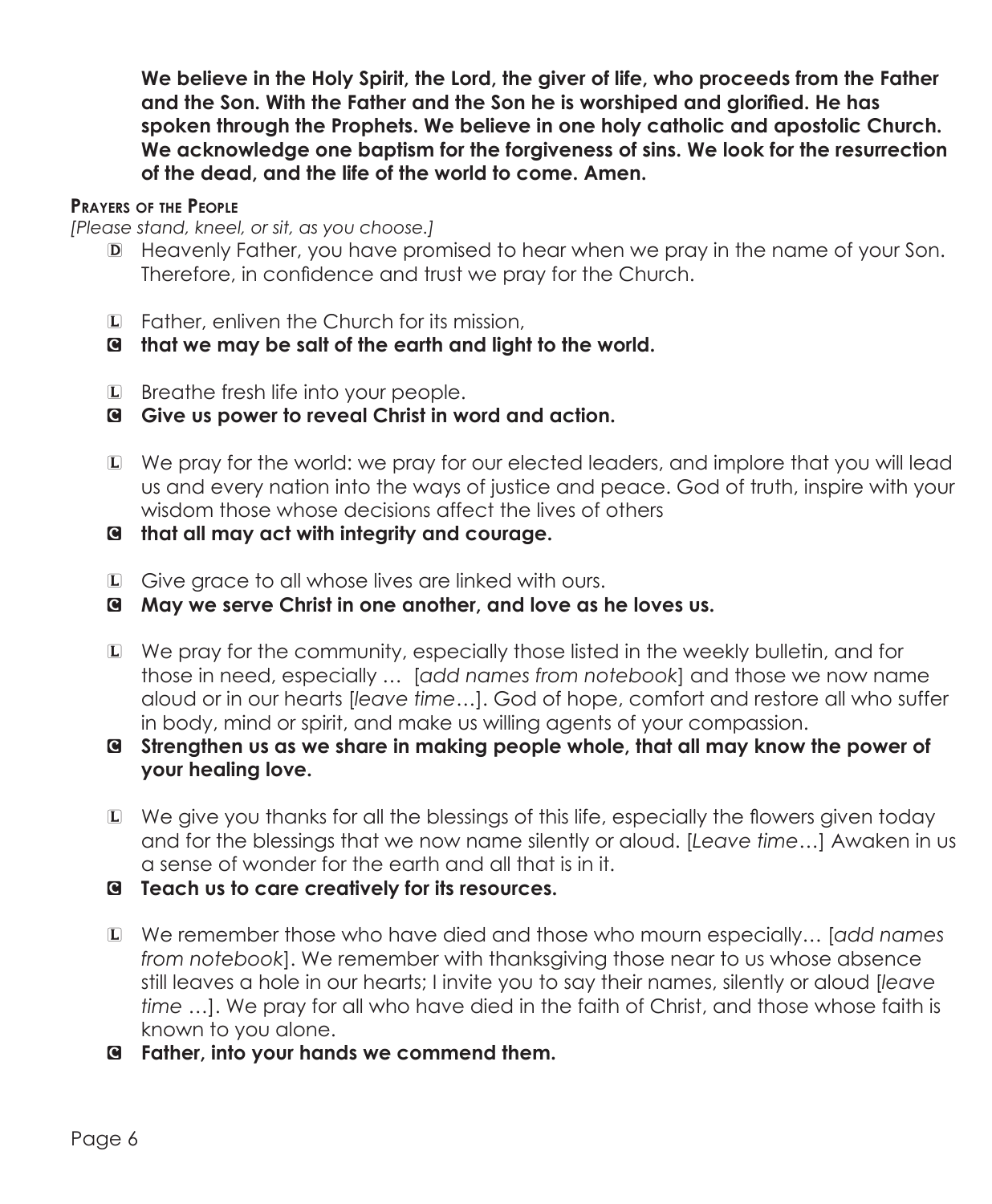**We believe in the Holy Spirit, the Lord, the giver of life, who proceeds from the Father and the Son. With the Father and the Son he is worshiped and glorified. He has spoken through the Prophets. We believe in one holy catholic and apostolic Church. We acknowledge one baptism for the forgiveness of sins. We look for the resurrection of the dead, and the life of the world to come. Amen.**

### Prayers of the People

*[Please stand, kneel, or sit, as you choose.]*

D Heavenly Father, you have promised to hear when we pray in the name of your Son. Therefore, in confidence and trust we pray for the Church.

L Father, enliven the Church for its mission,

C **that we may be salt of the earth and light to the world.**

L Breathe fresh life into your people.

C **Give us power to reveal Christ in word and action.**

L We pray for the world: we pray for our elected leaders, and implore that you will lead us and every nation into the ways of justice and peace. God of truth, inspire with your wisdom those whose decisions affect the lives of others

C **that all may act with integrity and courage.**

L Give grace to all whose lives are linked with ours.

C **May we serve Christ in one another, and love as he loves us.**

L We pray for the community, especially those listed in the weekly bulletin, and for those in need, especially … [*add names from notebook*] and those we now name aloud or in our hearts [*leave time*…]. God of hope, comfort and restore all who suffer in body, mind or spirit, and make us willing agents of your compassion.

C **Strengthen us as we share in making people whole, that all may know the power of your healing love.**

L We give you thanks for all the blessings of this life, especially the flowers given today and for the blessings that we now name silently or aloud. [*Leave time*…] Awaken in us a sense of wonder for the earth and all that is in it.

C **Teach us to care creatively for its resources.**

L We remember those who have died and those who mourn especially… [*add names from notebook*]. We remember with thanksgiving those near to us whose absence still leaves a hole in our hearts; I invite you to say their names, silently or aloud [*leave time* …]. We pray for all who have died in the faith of Christ, and those whose faith is known to you alone.

C **Father, into your hands we commend them.**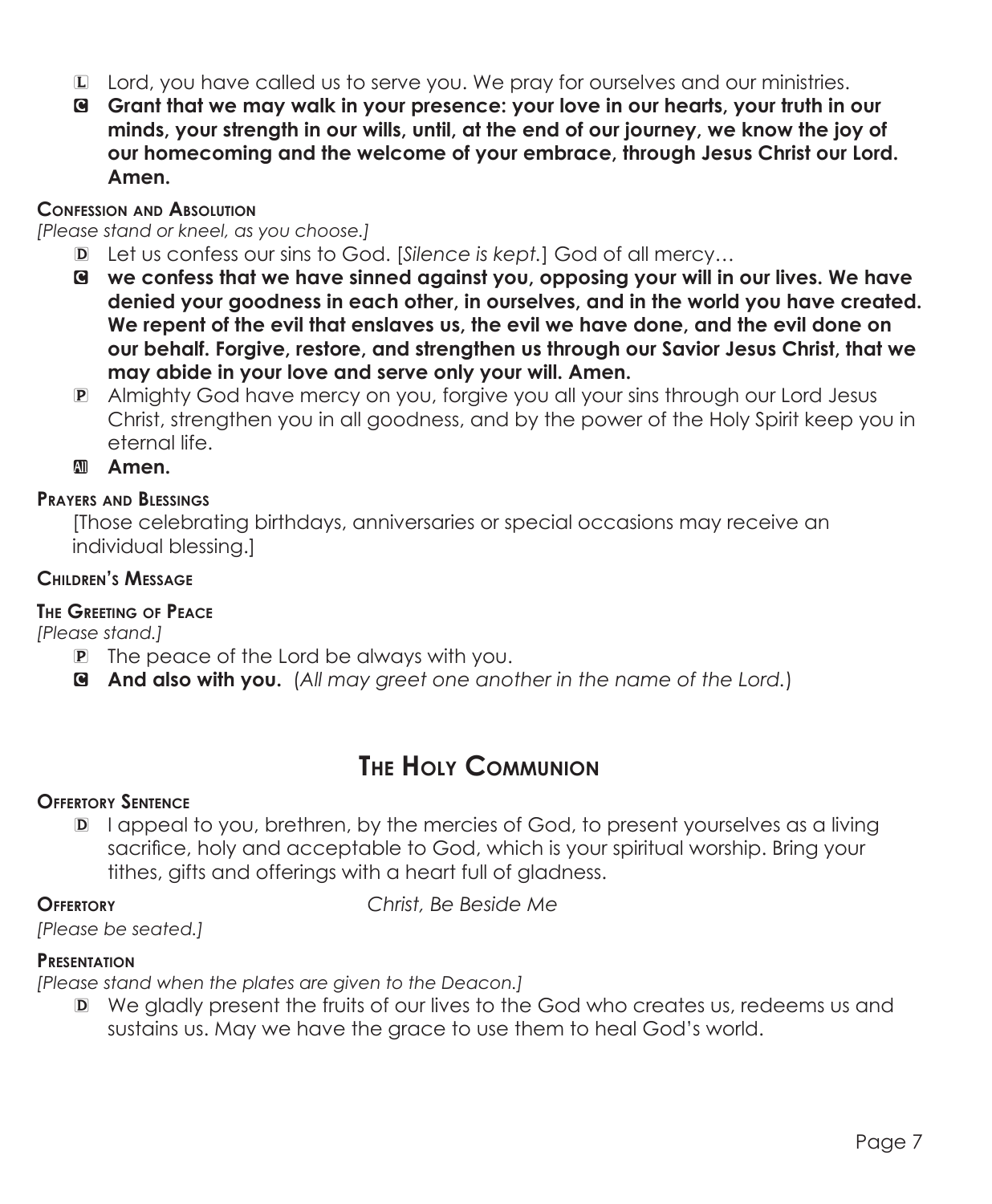L Lord, you have called us to serve you. We pray for ourselves and our ministries.

C **Grant that we may walk in your presence: your love in our hearts, your truth in our minds, your strength in our wills, until, at the end of our journey, we know the joy of our homecoming and the welcome of your embrace, through Jesus Christ our Lord. Amen.**

### Confession and Absolution

*[Please stand or kneel, as you choose.]*

D Let us confess our sins to God. [*Silence is kept.*] God of all mercy…

C **we confess that we have sinned against you, opposing your will in our lives. We have denied your goodness in each other, in ourselves, and in the world you have created. We repent of the evil that enslaves us, the evil we have done, and the evil done on our behalf. Forgive, restore, and strengthen us through our Savior Jesus Christ, that we may abide in your love and serve only your will. Amen.**

P Almighty God have mercy on you, forgive you all your sins through our Lord Jesus Christ, strengthen you in all goodness, and by the power of the Holy Spirit keep you in eternal life.

All **Amen.**

### Prayers and Blessings

[Those celebrating birthdays, anniversaries or special occasions may receive an individual blessing.]

### Children's Message

### The Greeting of Peace

*[Please stand.]*

P The peace of the Lord be always with you.

C **And also with you.** (*All may greet one another in the name of the Lord.*)

## The Holy Communion

### Offertory Sentence

D I appeal to you, brethren, by the mercies of God, to present yourselves as a living sacrifice, holy and acceptable to God, which is your spiritual worship. Bring your tithes, gifts and offerings with a heart full of gladness.

**Offertory** *Christ, Be Beside Me*

*[Please be seated.]*

### Presentation

*[Please stand when the plates are given to the Deacon.]*

D We gladly present the fruits of our lives to the God who creates us, redeems us and sustains us. May we have the grace to use them to heal God's world.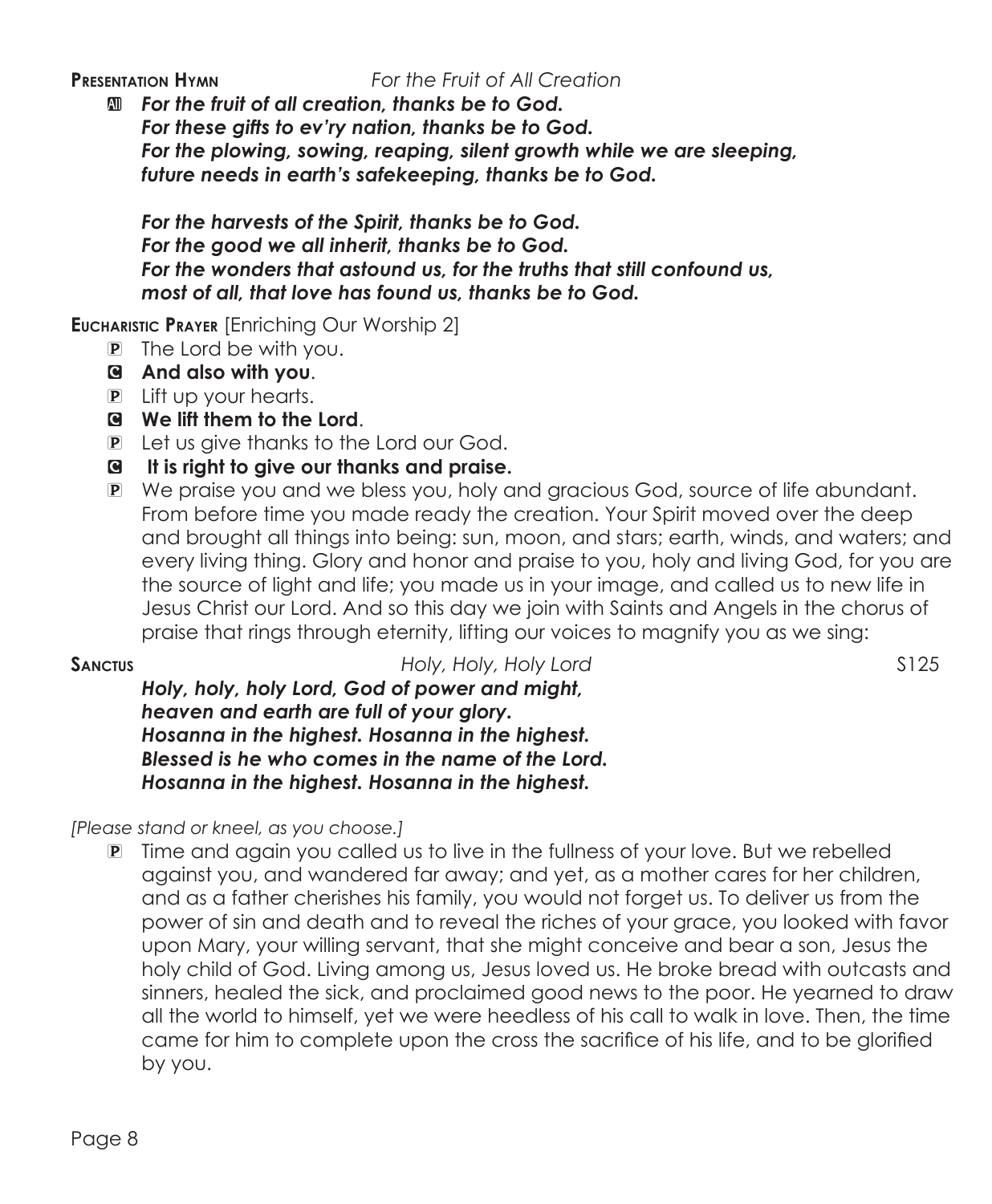**Presentation Hymn** *For the Fruit of All Creation*

All ***For the fruit of all creation, thanks be to God.***
***For these gifts to ev'ry nation, thanks be to God.***
***For the plowing, sowing, reaping, silent growth while we are sleeping,***
***future needs in earth's safekeeping, thanks be to God.***

***For the harvests of the Spirit, thanks be to God.***
***For the good we all inherit, thanks be to God.***
***For the wonders that astound us, for the truths that still confound us,***
***most of all, that love has found us, thanks be to God.***

**Eucharistic Prayer** [Enriching Our Worship 2]

P The Lord be with you.

C **And also with you**.

P Lift up your hearts.

C **We lift them to the Lord**.

P Let us give thanks to the Lord our God.

C **It is right to give our thanks and praise.**

P We praise you and we bless you, holy and gracious God, source of life abundant. From before time you made ready the creation. Your Spirit moved over the deep and brought all things into being: sun, moon, and stars; earth, winds, and waters; and every living thing. Glory and honor and praise to you, holy and living God, for you are the source of light and life; you made us in your image, and called us to new life in Jesus Christ our Lord. And so this day we join with Saints and Angels in the chorus of praise that rings through eternity, lifting our voices to magnify you as we sing:

**Sanctus** *Holy, Holy, Holy Lord* S125

***Holy, holy, holy Lord, God of power and might,***
***heaven and earth are full of your glory.***
***Hosanna in the highest. Hosanna in the highest.***
***Blessed is he who comes in the name of the Lord.***
***Hosanna in the highest. Hosanna in the highest.***

*[Please stand or kneel, as you choose.]*

P Time and again you called us to live in the fullness of your love. But we rebelled against you, and wandered far away; and yet, as a mother cares for her children, and as a father cherishes his family, you would not forget us. To deliver us from the power of sin and death and to reveal the riches of your grace, you looked with favor upon Mary, your willing servant, that she might conceive and bear a son, Jesus the holy child of God. Living among us, Jesus loved us. He broke bread with outcasts and sinners, healed the sick, and proclaimed good news to the poor. He yearned to draw all the world to himself, yet we were heedless of his call to walk in love. Then, the time came for him to complete upon the cross the sacrifice of his life, and to be glorified by you.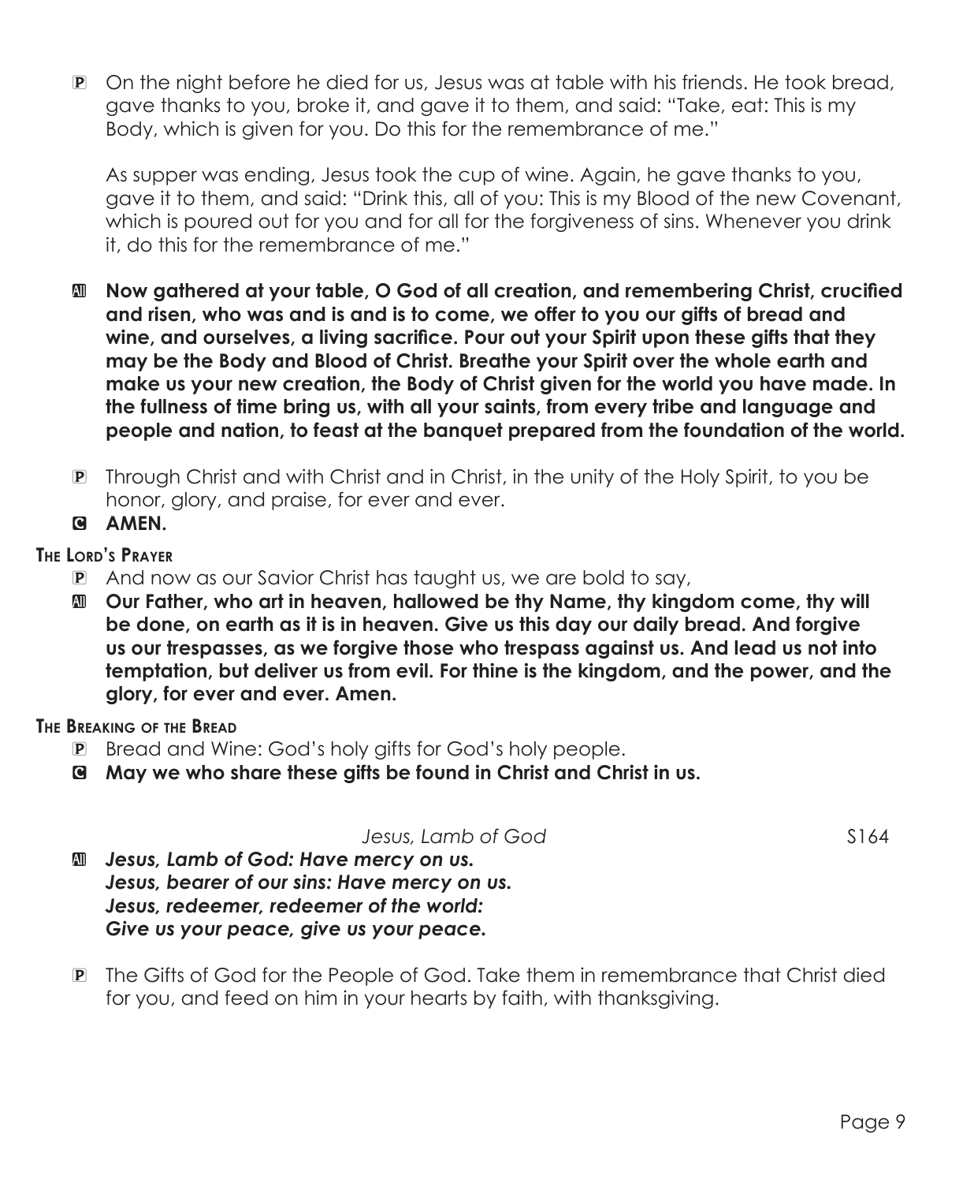P On the night before he died for us, Jesus was at table with his friends. He took bread, gave thanks to you, broke it, and gave it to them, and said: "Take, eat: This is my Body, which is given for you. Do this for the remembrance of me."

As supper was ending, Jesus took the cup of wine. Again, he gave thanks to you, gave it to them, and said: "Drink this, all of you: This is my Blood of the new Covenant, which is poured out for you and for all for the forgiveness of sins. Whenever you drink it, do this for the remembrance of me."

All **Now gathered at your table, O God of all creation, and remembering Christ, crucified and risen, who was and is and is to come, we offer to you our gifts of bread and wine, and ourselves, a living sacrifice. Pour out your Spirit upon these gifts that they may be the Body and Blood of Christ. Breathe your Spirit over the whole earth and make us your new creation, the Body of Christ given for the world you have made. In the fullness of time bring us, with all your saints, from every tribe and language and people and nation, to feast at the banquet prepared from the foundation of the world.**

P Through Christ and with Christ and in Christ, in the unity of the Holy Spirit, to you be honor, glory, and praise, for ever and ever.

C **AMEN.**

### The Lord's Prayer

P And now as our Savior Christ has taught us, we are bold to say,

All **Our Father, who art in heaven, hallowed be thy Name, thy kingdom come, thy will be done, on earth as it is in heaven. Give us this day our daily bread. And forgive us our trespasses, as we forgive those who trespass against us. And lead us not into temptation, but deliver us from evil. For thine is the kingdom, and the power, and the glory, for ever and ever. Amen.**

### The Breaking of the Bread

P Bread and Wine: God's holy gifts for God's holy people.

C **May we who share these gifts be found in Christ and Christ in us.**

*Jesus, Lamb of God* S164

All ***Jesus, Lamb of God: Have mercy on us.***
***Jesus, bearer of our sins: Have mercy on us.***
***Jesus, redeemer, redeemer of the world:***
***Give us your peace, give us your peace.***

P The Gifts of God for the People of God. Take them in remembrance that Christ died for you, and feed on him in your hearts by faith, with thanksgiving.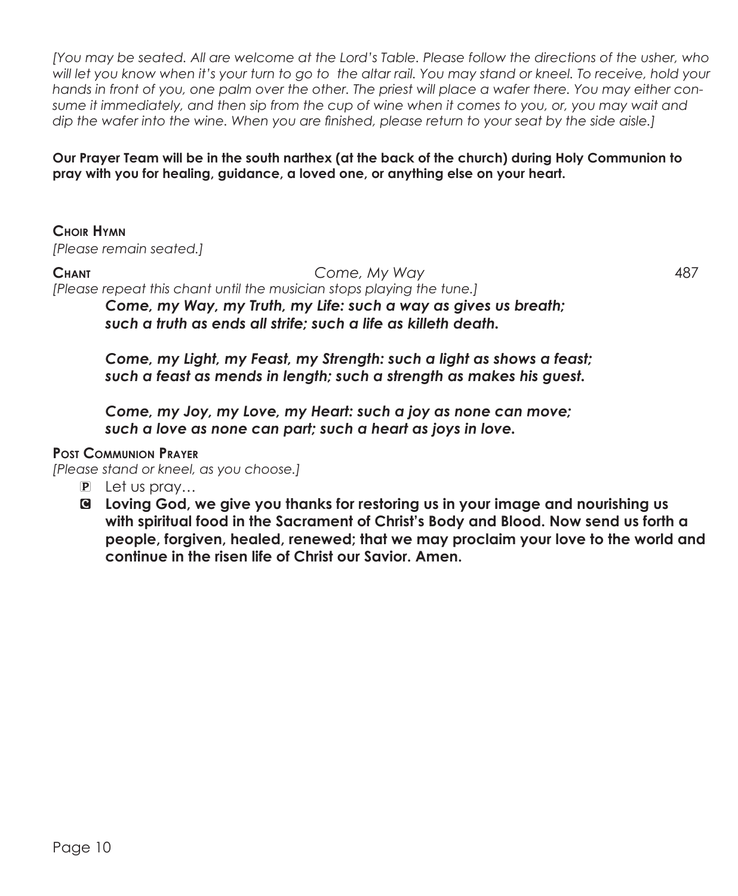*[You may be seated. All are welcome at the Lord's Table. Please follow the directions of the usher, who will let you know when it's your turn to go to the altar rail. You may stand or kneel. To receive, hold your hands in front of you, one palm over the other. The priest will place a wafer there. You may either consume it immediately, and then sip from the cup of wine when it comes to you, or, you may wait and dip the wafer into the wine. When you are finished, please return to your seat by the side aisle.]*

**Our Prayer Team will be in the south narthex (at the back of the church) during Holy Communion to pray with you for healing, guidance, a loved one, or anything else on your heart.**

**Choir Hymn**
*[Please remain seated.]*

**Chant** *Come, My Way* 487
*[Please repeat this chant until the musician stops playing the tune.]*

***Come, my Way, my Truth, my Life: such a way as gives us breath;***
***such a truth as ends all strife; such a life as killeth death.***

***Come, my Light, my Feast, my Strength: such a light as shows a feast;***
***such a feast as mends in length; such a strength as makes his guest.***

***Come, my Joy, my Love, my Heart: such a joy as none can move;***
***such a love as none can part; such a heart as joys in love.***

**Post Communion Prayer**
*[Please stand or kneel, as you choose.]*

P Let us pray…

C **Loving God, we give you thanks for restoring us in your image and nourishing us with spiritual food in the Sacrament of Christ's Body and Blood. Now send us forth a people, forgiven, healed, renewed; that we may proclaim your love to the world and continue in the risen life of Christ our Savior. Amen.**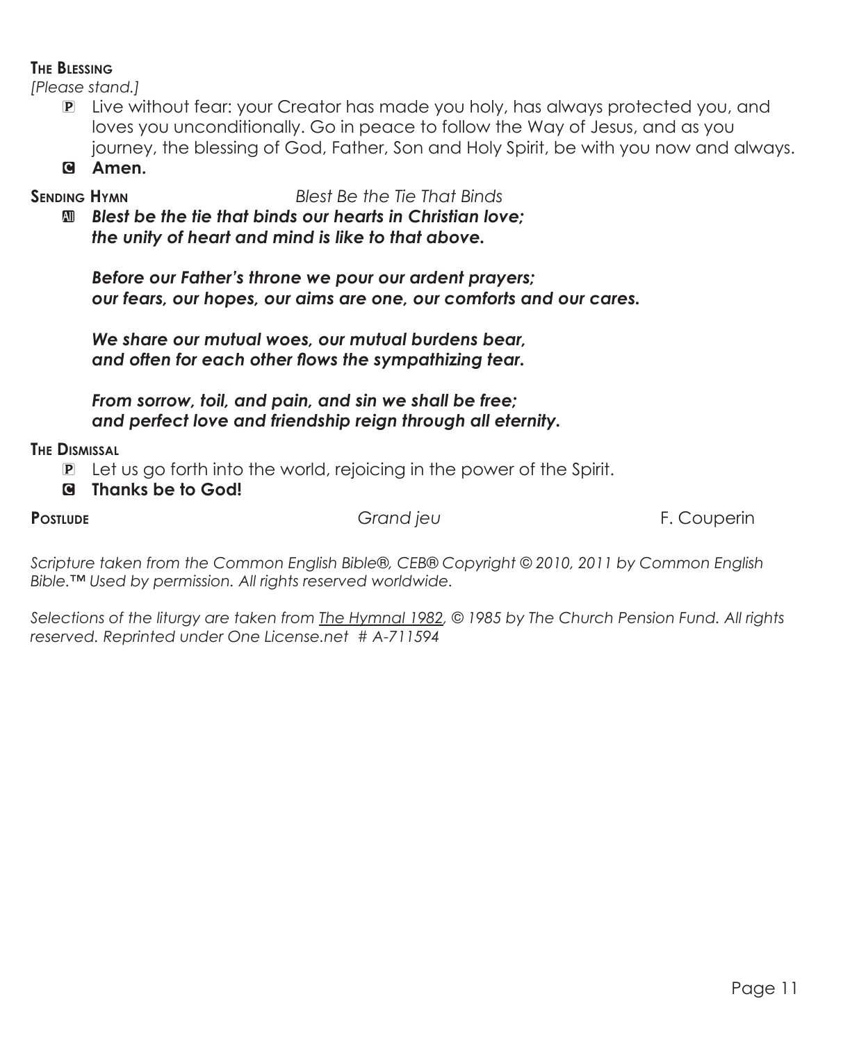**The Blessing**

*[Please stand.]*

P Live without fear: your Creator has made you holy, has always protected you, and loves you unconditionally. Go in peace to follow the Way of Jesus, and as you journey, the blessing of God, Father, Son and Holy Spirit, be with you now and always.

C **Amen.**

**Sending Hymn** *Blest Be the Tie That Binds*

All ***Blest be the tie that binds our hearts in Christian love;***
***the unity of heart and mind is like to that above.***

***Before our Father's throne we pour our ardent prayers;***
***our fears, our hopes, our aims are one, our comforts and our cares.***

***We share our mutual woes, our mutual burdens bear,***
***and often for each other flows the sympathizing tear.***

***From sorrow, toil, and pain, and sin we shall be free;***
***and perfect love and friendship reign through all eternity.***

**The Dismissal**

P Let us go forth into the world, rejoicing in the power of the Spirit.

C **Thanks be to God!**

**Postlude** *Grand jeu* F. Couperin

*Scripture taken from the Common English Bible®, CEB® Copyright © 2010, 2011 by Common English Bible.™ Used by permission. All rights reserved worldwide.*

*Selections of the liturgy are taken from The Hymnal 1982, © 1985 by The Church Pension Fund. All rights reserved. Reprinted under One License.net # A-711594*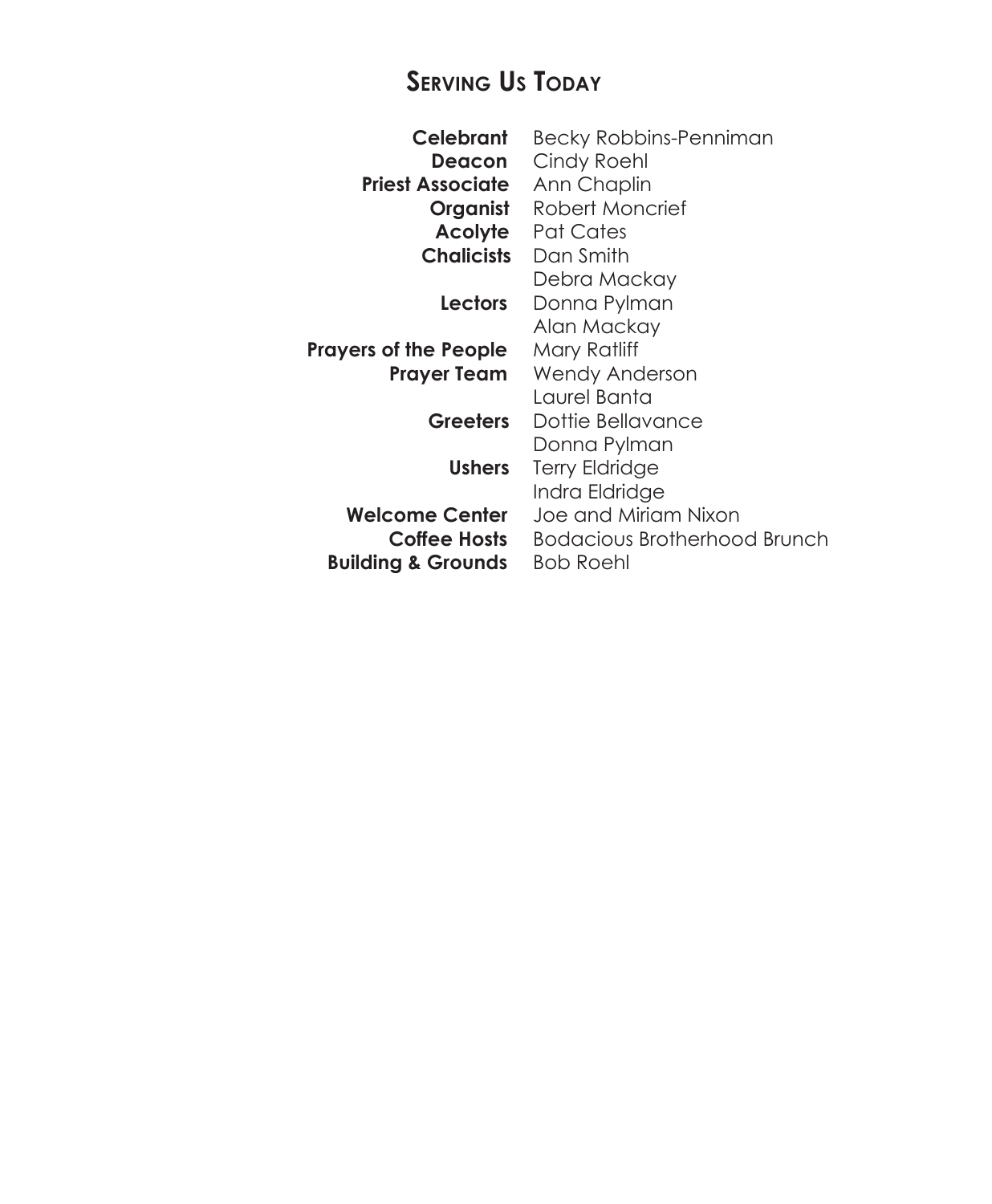## Serving Us Today

| | |
|---|---|
| **Celebrant** | Becky Robbins-Penniman |
| **Deacon** | Cindy Roehl |
| **Priest Associate** | Ann Chaplin |
| **Organist** | Robert Moncrief |
| **Acolyte** | Pat Cates |
| **Chalicists** | Dan Smith |
| | Debra Mackay |
| **Lectors** | Donna Pylman |
| | Alan Mackay |
| **Prayers of the People** | Mary Ratliff |
| **Prayer Team** | Wendy Anderson |
| | Laurel Banta |
| **Greeters** | Dottie Bellavance |
| | Donna Pylman |
| **Ushers** | Terry Eldridge |
| | Indra Eldridge |
| **Welcome Center** | Joe and Miriam Nixon |
| **Coffee Hosts** | Bodacious Brotherhood Brunch |
| **Building & Grounds** | Bob Roehl |